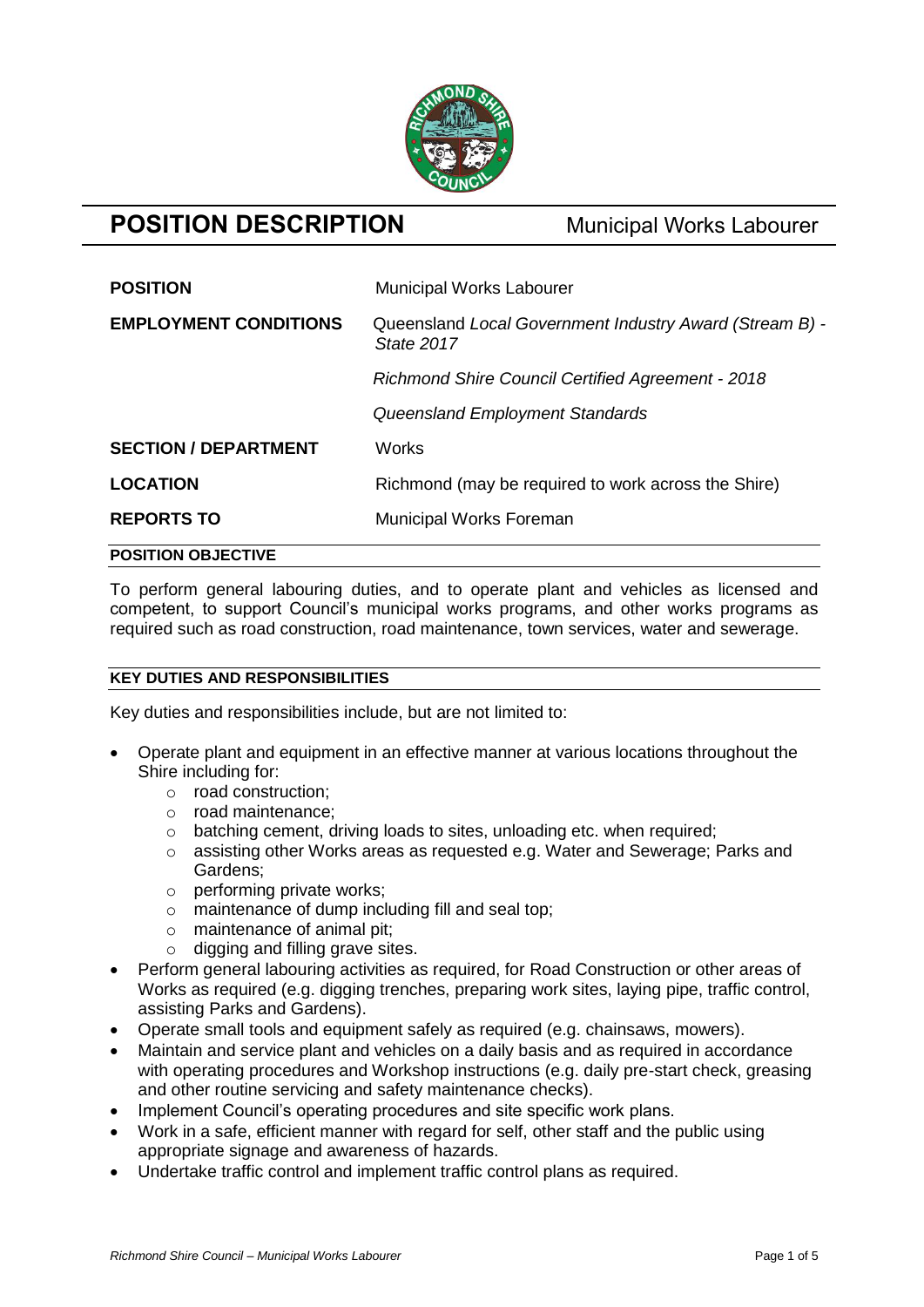# POSITION DESCRIPTION

Municipal Works Labourer

| | |
|---|---|
| **POSITION** | Municipal Works Labourer |
| **EMPLOYMENT CONDITIONS** | Queensland *Local Government Industry Award (Stream B) - State 2017* |
| | *Richmond Shire Council Certified Agreement - 2018* |
| | *Queensland Employment Standards* |
| **SECTION / DEPARTMENT** | Works |
| **LOCATION** | Richmond (may be required to work across the Shire) |
| **REPORTS TO** | Municipal Works Foreman |

## POSITION OBJECTIVE

To perform general labouring duties, and to operate plant and vehicles as licensed and competent, to support Council's municipal works programs, and other works programs as required such as road construction, road maintenance, town services, water and sewerage.

## KEY DUTIES AND RESPONSIBILITIES

Key duties and responsibilities include, but are not limited to:

- Operate plant and equipment in an effective manner at various locations throughout the Shire including for:
  - road construction;
  - road maintenance;
  - batching cement, driving loads to sites, unloading etc. when required;
  - assisting other Works areas as requested e.g. Water and Sewerage; Parks and Gardens;
  - performing private works;
  - maintenance of dump including fill and seal top;
  - maintenance of animal pit;
  - digging and filling grave sites.
- Perform general labouring activities as required, for Road Construction or other areas of Works as required (e.g. digging trenches, preparing work sites, laying pipe, traffic control, assisting Parks and Gardens).
- Operate small tools and equipment safely as required (e.g. chainsaws, mowers).
- Maintain and service plant and vehicles on a daily basis and as required in accordance with operating procedures and Workshop instructions (e.g. daily pre-start check, greasing and other routine servicing and safety maintenance checks).
- Implement Council's operating procedures and site specific work plans.
- Work in a safe, efficient manner with regard for self, other staff and the public using appropriate signage and awareness of hazards.
- Undertake traffic control and implement traffic control plans as required.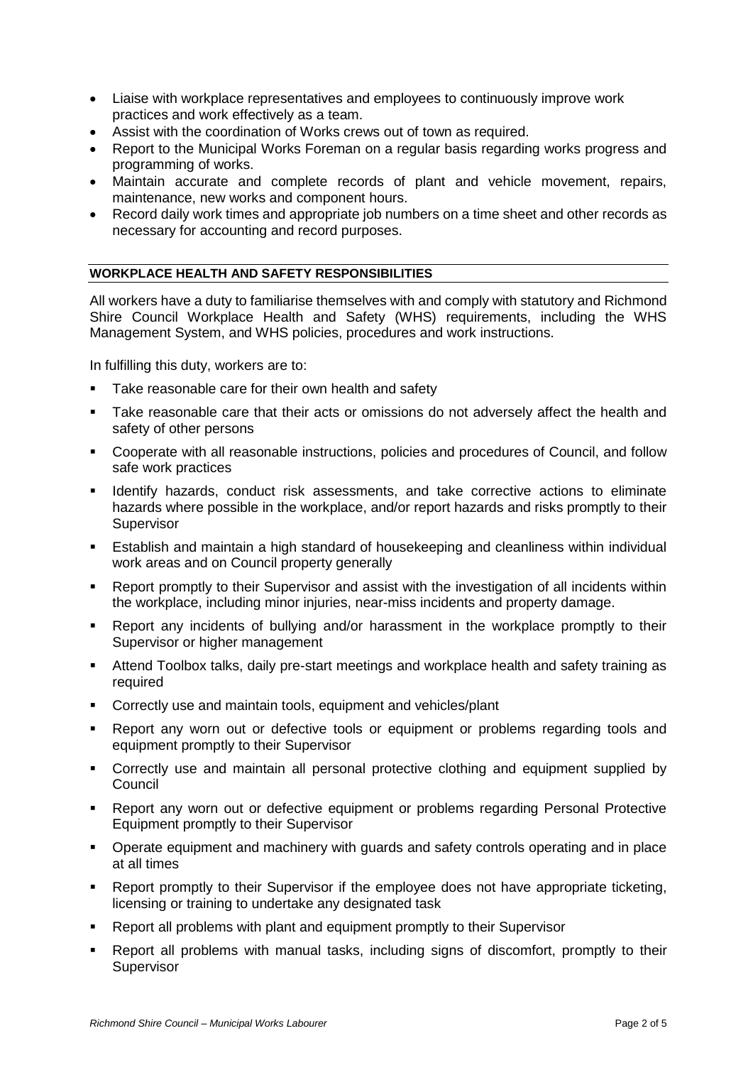- Liaise with workplace representatives and employees to continuously improve work practices and work effectively as a team.
- Assist with the coordination of Works crews out of town as required.
- Report to the Municipal Works Foreman on a regular basis regarding works progress and programming of works.
- Maintain accurate and complete records of plant and vehicle movement, repairs, maintenance, new works and component hours.
- Record daily work times and appropriate job numbers on a time sheet and other records as necessary for accounting and record purposes.

## WORKPLACE HEALTH AND SAFETY RESPONSIBILITIES

All workers have a duty to familiarise themselves with and comply with statutory and Richmond Shire Council Workplace Health and Safety (WHS) requirements, including the WHS Management System, and WHS policies, procedures and work instructions.

In fulfilling this duty, workers are to:

- Take reasonable care for their own health and safety
- Take reasonable care that their acts or omissions do not adversely affect the health and safety of other persons
- Cooperate with all reasonable instructions, policies and procedures of Council, and follow safe work practices
- Identify hazards, conduct risk assessments, and take corrective actions to eliminate hazards where possible in the workplace, and/or report hazards and risks promptly to their Supervisor
- Establish and maintain a high standard of housekeeping and cleanliness within individual work areas and on Council property generally
- Report promptly to their Supervisor and assist with the investigation of all incidents within the workplace, including minor injuries, near-miss incidents and property damage.
- Report any incidents of bullying and/or harassment in the workplace promptly to their Supervisor or higher management
- Attend Toolbox talks, daily pre-start meetings and workplace health and safety training as required
- Correctly use and maintain tools, equipment and vehicles/plant
- Report any worn out or defective tools or equipment or problems regarding tools and equipment promptly to their Supervisor
- Correctly use and maintain all personal protective clothing and equipment supplied by Council
- Report any worn out or defective equipment or problems regarding Personal Protective Equipment promptly to their Supervisor
- Operate equipment and machinery with guards and safety controls operating and in place at all times
- Report promptly to their Supervisor if the employee does not have appropriate ticketing, licensing or training to undertake any designated task
- Report all problems with plant and equipment promptly to their Supervisor
- Report all problems with manual tasks, including signs of discomfort, promptly to their Supervisor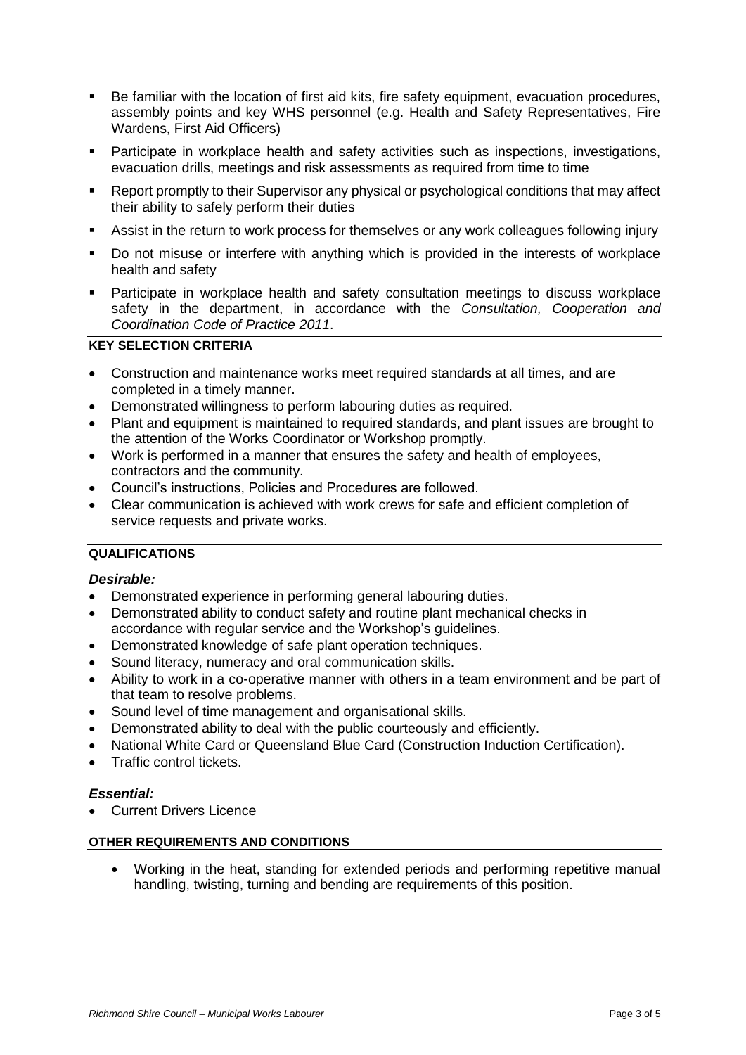- Be familiar with the location of first aid kits, fire safety equipment, evacuation procedures, assembly points and key WHS personnel (e.g. Health and Safety Representatives, Fire Wardens, First Aid Officers)
- Participate in workplace health and safety activities such as inspections, investigations, evacuation drills, meetings and risk assessments as required from time to time
- Report promptly to their Supervisor any physical or psychological conditions that may affect their ability to safely perform their duties
- Assist in the return to work process for themselves or any work colleagues following injury
- Do not misuse or interfere with anything which is provided in the interests of workplace health and safety
- Participate in workplace health and safety consultation meetings to discuss workplace safety in the department, in accordance with the *Consultation, Cooperation and Coordination Code of Practice 2011*.

## KEY SELECTION CRITERIA

- Construction and maintenance works meet required standards at all times, and are completed in a timely manner.
- Demonstrated willingness to perform labouring duties as required.
- Plant and equipment is maintained to required standards, and plant issues are brought to the attention of the Works Coordinator or Workshop promptly.
- Work is performed in a manner that ensures the safety and health of employees, contractors and the community.
- Council's instructions, Policies and Procedures are followed.
- Clear communication is achieved with work crews for safe and efficient completion of service requests and private works.

## QUALIFICATIONS

### *Desirable:*

- Demonstrated experience in performing general labouring duties.
- Demonstrated ability to conduct safety and routine plant mechanical checks in accordance with regular service and the Workshop's guidelines.
- Demonstrated knowledge of safe plant operation techniques.
- Sound literacy, numeracy and oral communication skills.
- Ability to work in a co-operative manner with others in a team environment and be part of that team to resolve problems.
- Sound level of time management and organisational skills.
- Demonstrated ability to deal with the public courteously and efficiently.
- National White Card or Queensland Blue Card (Construction Induction Certification).
- Traffic control tickets.

### *Essential:*

- Current Drivers Licence

## OTHER REQUIREMENTS AND CONDITIONS

- Working in the heat, standing for extended periods and performing repetitive manual handling, twisting, turning and bending are requirements of this position.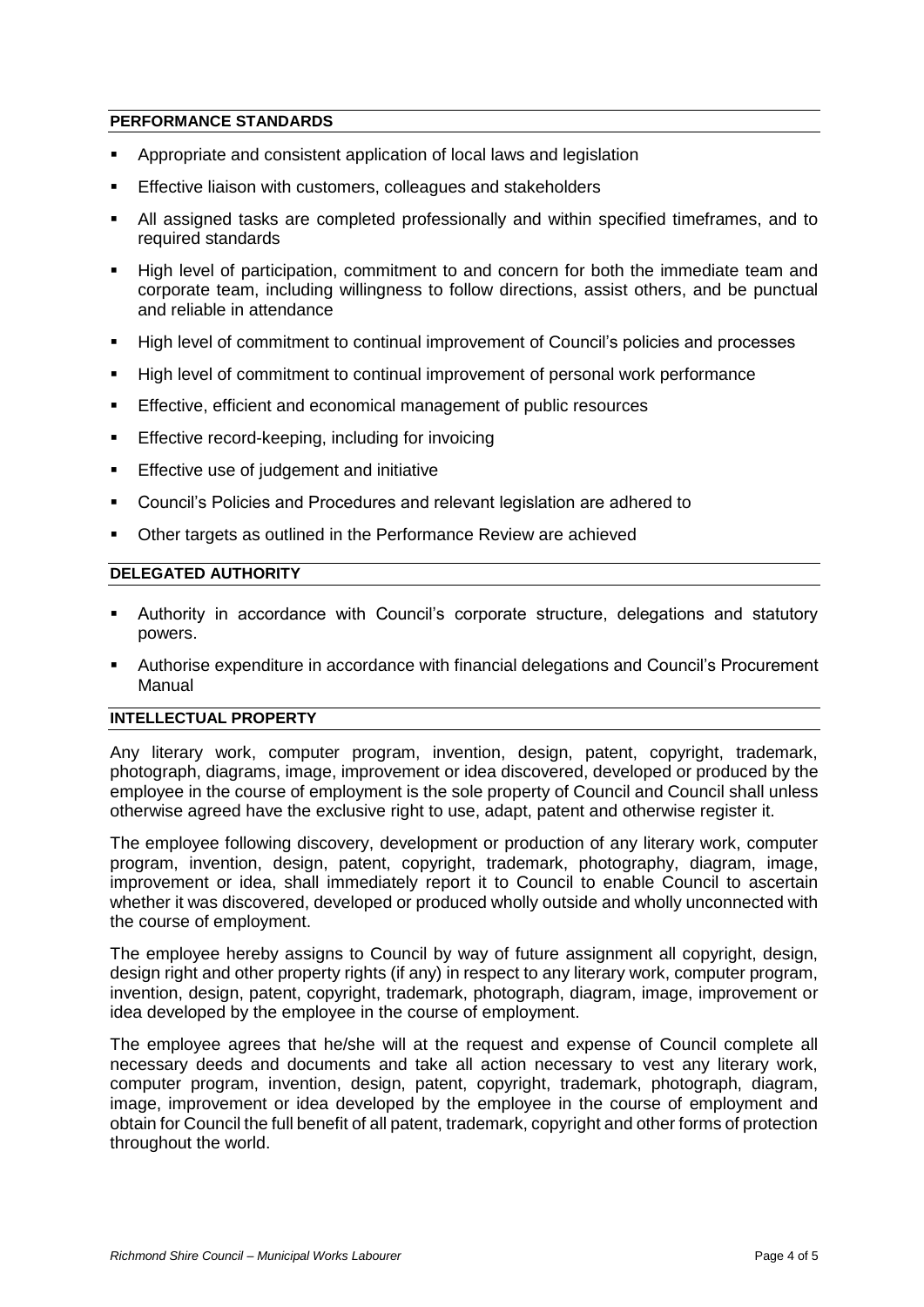## PERFORMANCE STANDARDS

- Appropriate and consistent application of local laws and legislation
- Effective liaison with customers, colleagues and stakeholders
- All assigned tasks are completed professionally and within specified timeframes, and to required standards
- High level of participation, commitment to and concern for both the immediate team and corporate team, including willingness to follow directions, assist others, and be punctual and reliable in attendance
- High level of commitment to continual improvement of Council's policies and processes
- High level of commitment to continual improvement of personal work performance
- Effective, efficient and economical management of public resources
- Effective record-keeping, including for invoicing
- Effective use of judgement and initiative
- Council's Policies and Procedures and relevant legislation are adhered to
- Other targets as outlined in the Performance Review are achieved

## DELEGATED AUTHORITY

- Authority in accordance with Council's corporate structure, delegations and statutory powers.
- Authorise expenditure in accordance with financial delegations and Council's Procurement Manual

## INTELLECTUAL PROPERTY

Any literary work, computer program, invention, design, patent, copyright, trademark, photograph, diagrams, image, improvement or idea discovered, developed or produced by the employee in the course of employment is the sole property of Council and Council shall unless otherwise agreed have the exclusive right to use, adapt, patent and otherwise register it.

The employee following discovery, development or production of any literary work, computer program, invention, design, patent, copyright, trademark, photography, diagram, image, improvement or idea, shall immediately report it to Council to enable Council to ascertain whether it was discovered, developed or produced wholly outside and wholly unconnected with the course of employment.

The employee hereby assigns to Council by way of future assignment all copyright, design, design right and other property rights (if any) in respect to any literary work, computer program, invention, design, patent, copyright, trademark, photograph, diagram, image, improvement or idea developed by the employee in the course of employment.

The employee agrees that he/she will at the request and expense of Council complete all necessary deeds and documents and take all action necessary to vest any literary work, computer program, invention, design, patent, copyright, trademark, photograph, diagram, image, improvement or idea developed by the employee in the course of employment and obtain for Council the full benefit of all patent, trademark, copyright and other forms of protection throughout the world.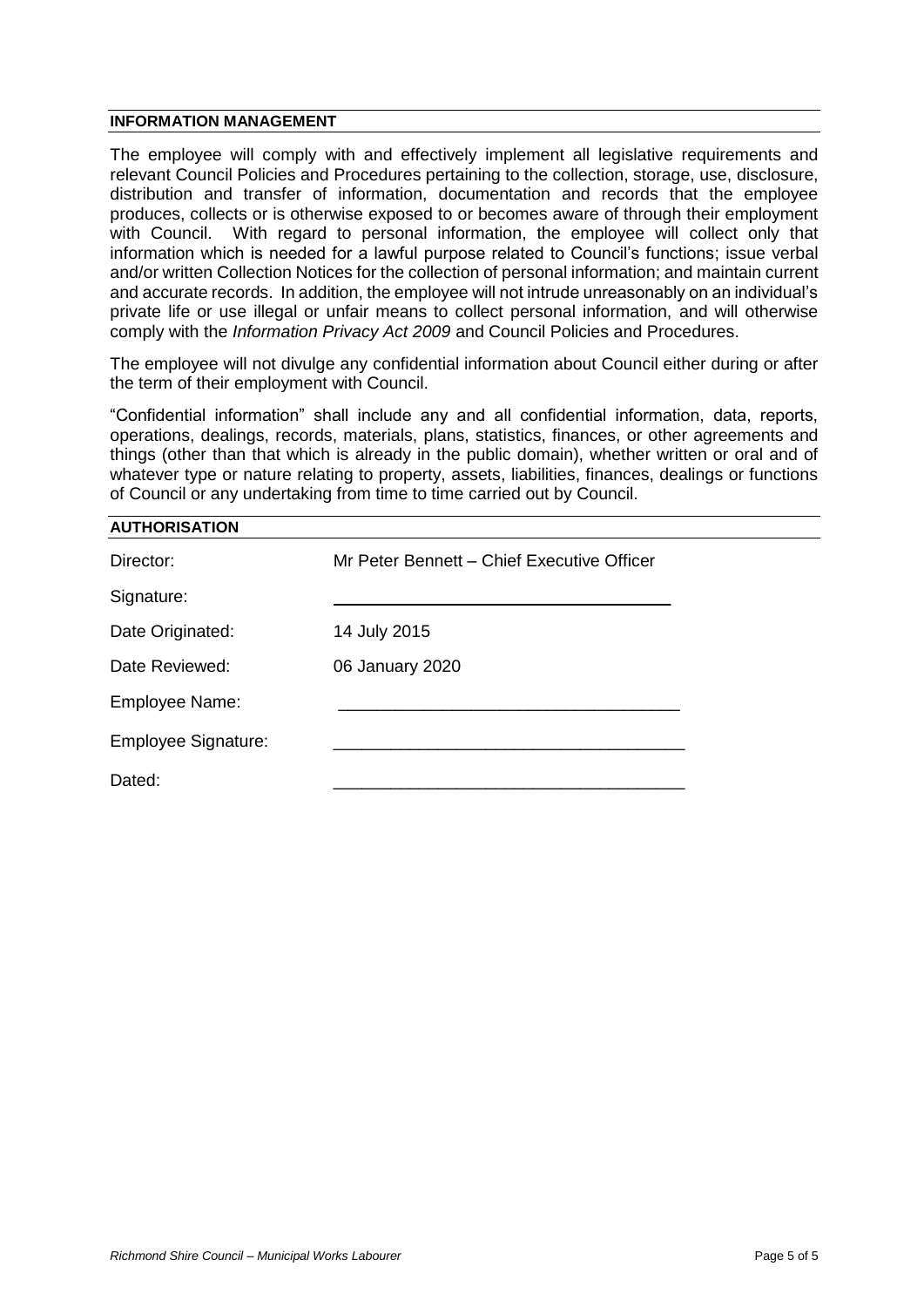#### INFORMATION MANAGEMENT

The employee will comply with and effectively implement all legislative requirements and relevant Council Policies and Procedures pertaining to the collection, storage, use, disclosure, distribution and transfer of information, documentation and records that the employee produces, collects or is otherwise exposed to or becomes aware of through their employment with Council. With regard to personal information, the employee will collect only that information which is needed for a lawful purpose related to Council's functions; issue verbal and/or written Collection Notices for the collection of personal information; and maintain current and accurate records. In addition, the employee will not intrude unreasonably on an individual's private life or use illegal or unfair means to collect personal information, and will otherwise comply with the *Information Privacy Act 2009* and Council Policies and Procedures.

The employee will not divulge any confidential information about Council either during or after the term of their employment with Council.

"Confidential information" shall include any and all confidential information, data, reports, operations, dealings, records, materials, plans, statistics, finances, or other agreements and things (other than that which is already in the public domain), whether written or oral and of whatever type or nature relating to property, assets, liabilities, finances, dealings or functions of Council or any undertaking from time to time carried out by Council.

#### AUTHORISATION

| | |
|---|---|
| Director: | Mr Peter Bennett – Chief Executive Officer |
| Signature: | ____________________________________ |
| Date Originated: | 14 July 2015 |
| Date Reviewed: | 06 January 2020 |
| Employee Name: | ____________________________________ |
| Employee Signature: | ____________________________________ |
| Dated: | ____________________________________ |